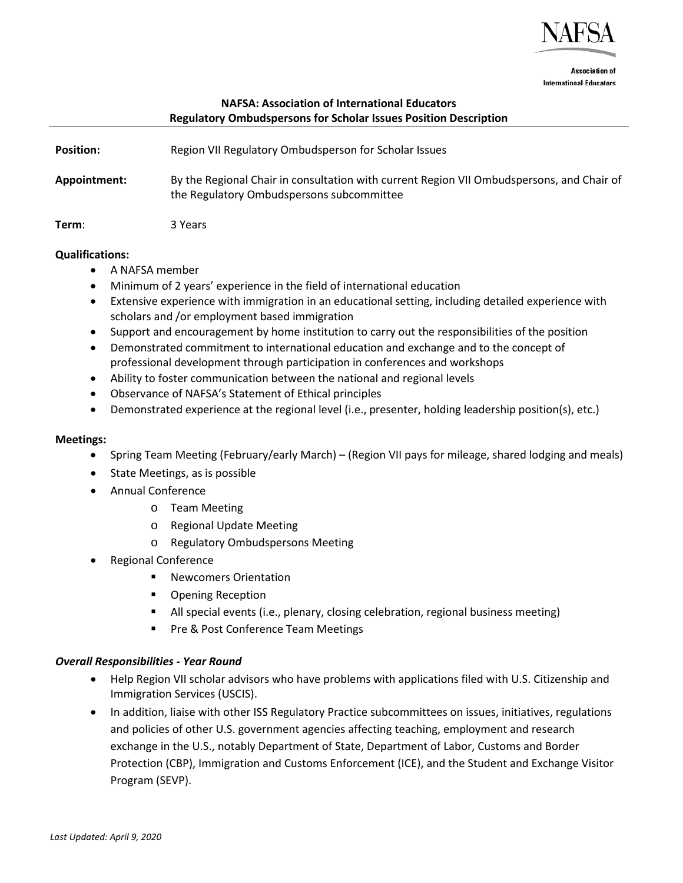NAFSA

Association of International Educators

# NAFSA: Association of International Educators
## Regulatory Ombudspersons for Scholar Issues Position Description

**Position:** Region VII Regulatory Ombudsperson for Scholar Issues

**Appointment:** By the Regional Chair in consultation with current Region VII Ombudspersons, and Chair of the Regulatory Ombudspersons subcommittee

**Term**: 3 Years

**Qualifications:**

- A NAFSA member
- Minimum of 2 years' experience in the field of international education
- Extensive experience with immigration in an educational setting, including detailed experience with scholars and /or employment based immigration
- Support and encouragement by home institution to carry out the responsibilities of the position
- Demonstrated commitment to international education and exchange and to the concept of professional development through participation in conferences and workshops
- Ability to foster communication between the national and regional levels
- Observance of NAFSA's Statement of Ethical principles
- Demonstrated experience at the regional level (i.e., presenter, holding leadership position(s), etc.)

**Meetings:**

- Spring Team Meeting (February/early March) – (Region VII pays for mileage, shared lodging and meals)
- State Meetings, as is possible
- Annual Conference
  - Team Meeting
  - Regional Update Meeting
  - Regulatory Ombudspersons Meeting
- Regional Conference
  - Newcomers Orientation
  - Opening Reception
  - All special events (i.e., plenary, closing celebration, regional business meeting)
  - Pre & Post Conference Team Meetings

***Overall Responsibilities - Year Round***

- Help Region VII scholar advisors who have problems with applications filed with U.S. Citizenship and Immigration Services (USCIS).
- In addition, liaise with other ISS Regulatory Practice subcommittees on issues, initiatives, regulations and policies of other U.S. government agencies affecting teaching, employment and research exchange in the U.S., notably Department of State, Department of Labor, Customs and Border Protection (CBP), Immigration and Customs Enforcement (ICE), and the Student and Exchange Visitor Program (SEVP).

*Last Updated: April 9, 2020*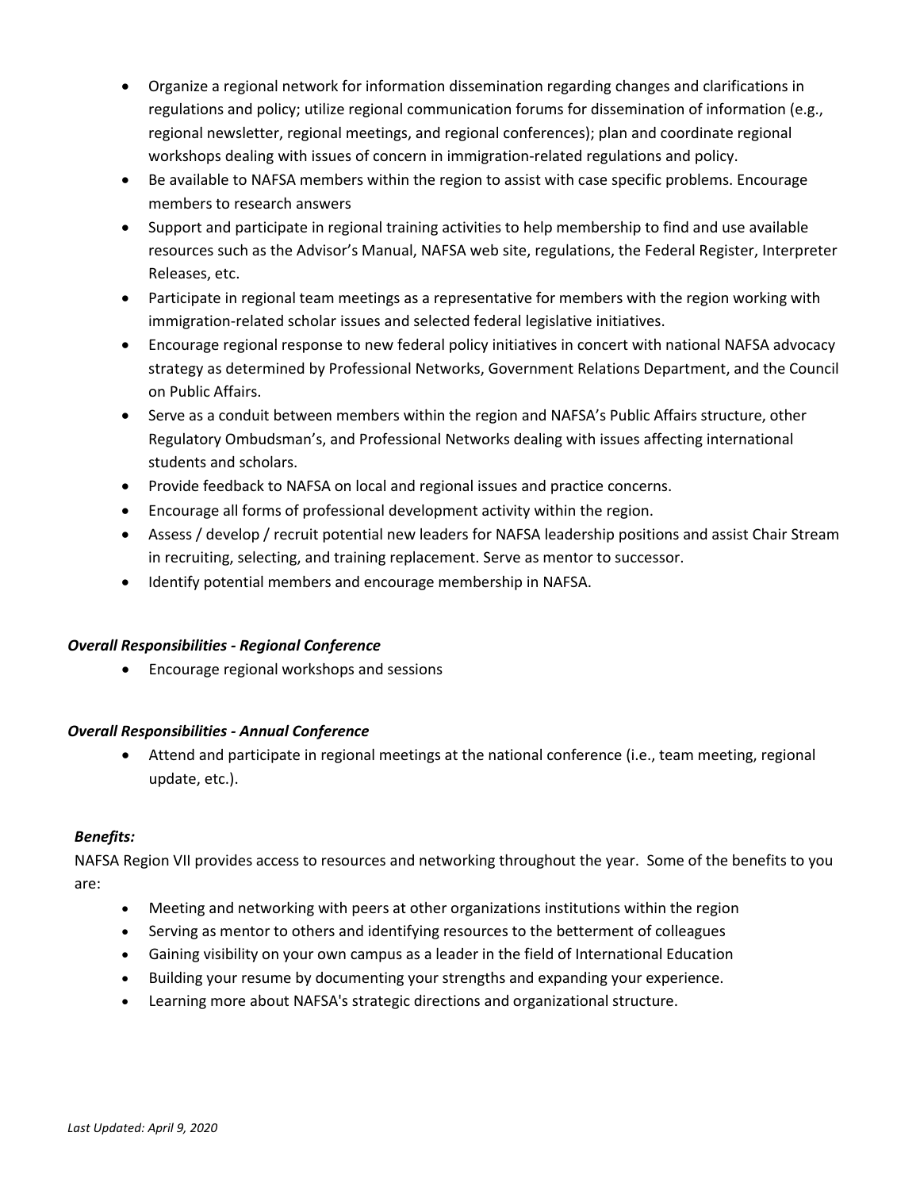- Organize a regional network for information dissemination regarding changes and clarifications in regulations and policy; utilize regional communication forums for dissemination of information (e.g., regional newsletter, regional meetings, and regional conferences); plan and coordinate regional workshops dealing with issues of concern in immigration-related regulations and policy.
- Be available to NAFSA members within the region to assist with case specific problems. Encourage members to research answers
- Support and participate in regional training activities to help membership to find and use available resources such as the Advisor's Manual, NAFSA web site, regulations, the Federal Register, Interpreter Releases, etc.
- Participate in regional team meetings as a representative for members with the region working with immigration-related scholar issues and selected federal legislative initiatives.
- Encourage regional response to new federal policy initiatives in concert with national NAFSA advocacy strategy as determined by Professional Networks, Government Relations Department, and the Council on Public Affairs.
- Serve as a conduit between members within the region and NAFSA's Public Affairs structure, other Regulatory Ombudsman's, and Professional Networks dealing with issues affecting international students and scholars.
- Provide feedback to NAFSA on local and regional issues and practice concerns.
- Encourage all forms of professional development activity within the region.
- Assess / develop / recruit potential new leaders for NAFSA leadership positions and assist Chair Stream in recruiting, selecting, and training replacement. Serve as mentor to successor.
- Identify potential members and encourage membership in NAFSA.

***Overall Responsibilities - Regional Conference***

- Encourage regional workshops and sessions

***Overall Responsibilities - Annual Conference***

- Attend and participate in regional meetings at the national conference (i.e., team meeting, regional update, etc.).

***Benefits:***

NAFSA Region VII provides access to resources and networking throughout the year. Some of the benefits to you are:

- Meeting and networking with peers at other organizations institutions within the region
- Serving as mentor to others and identifying resources to the betterment of colleagues
- Gaining visibility on your own campus as a leader in the field of International Education
- Building your resume by documenting your strengths and expanding your experience.
- Learning more about NAFSA's strategic directions and organizational structure.

*Last Updated: April 9, 2020*